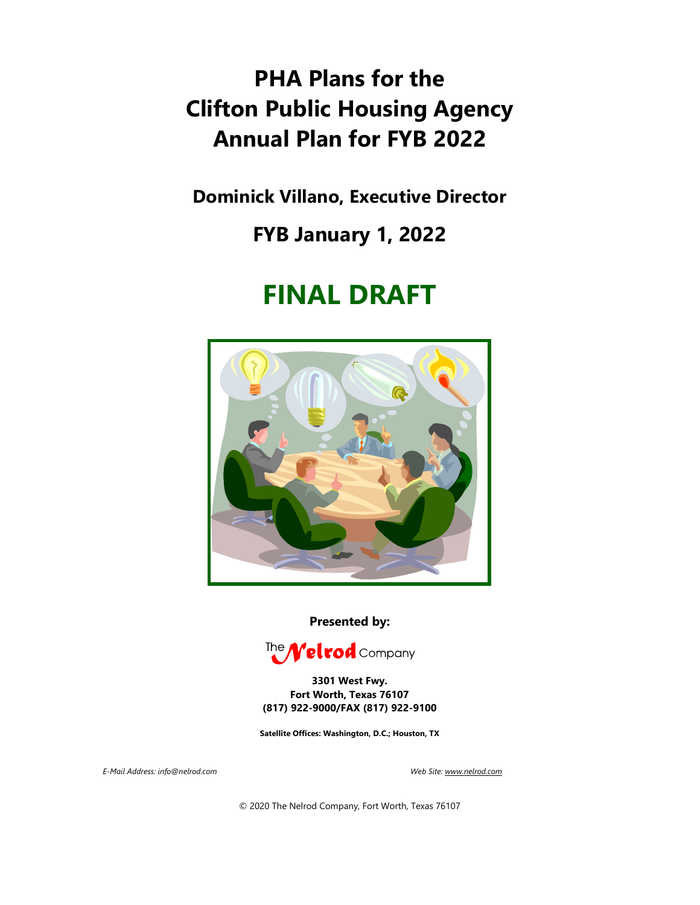# PHA Plans for the Clifton Public Housing Agency Annual Plan for FYB 2022

## Dominick Villano, Executive Director

## FYB January 1, 2022

# FINAL DRAFT

**Presented by:**

The Nelrod Company

**3301 West Fwy.**
**Fort Worth, Texas 76107**
**(817) 922-9000/FAX (817) 922-9100**

**Satellite Offices: Washington, D.C.; Houston, TX**

*E-Mail Address: info@nelrod.com*

*Web Site: www.nelrod.com*

© 2020 The Nelrod Company, Fort Worth, Texas 76107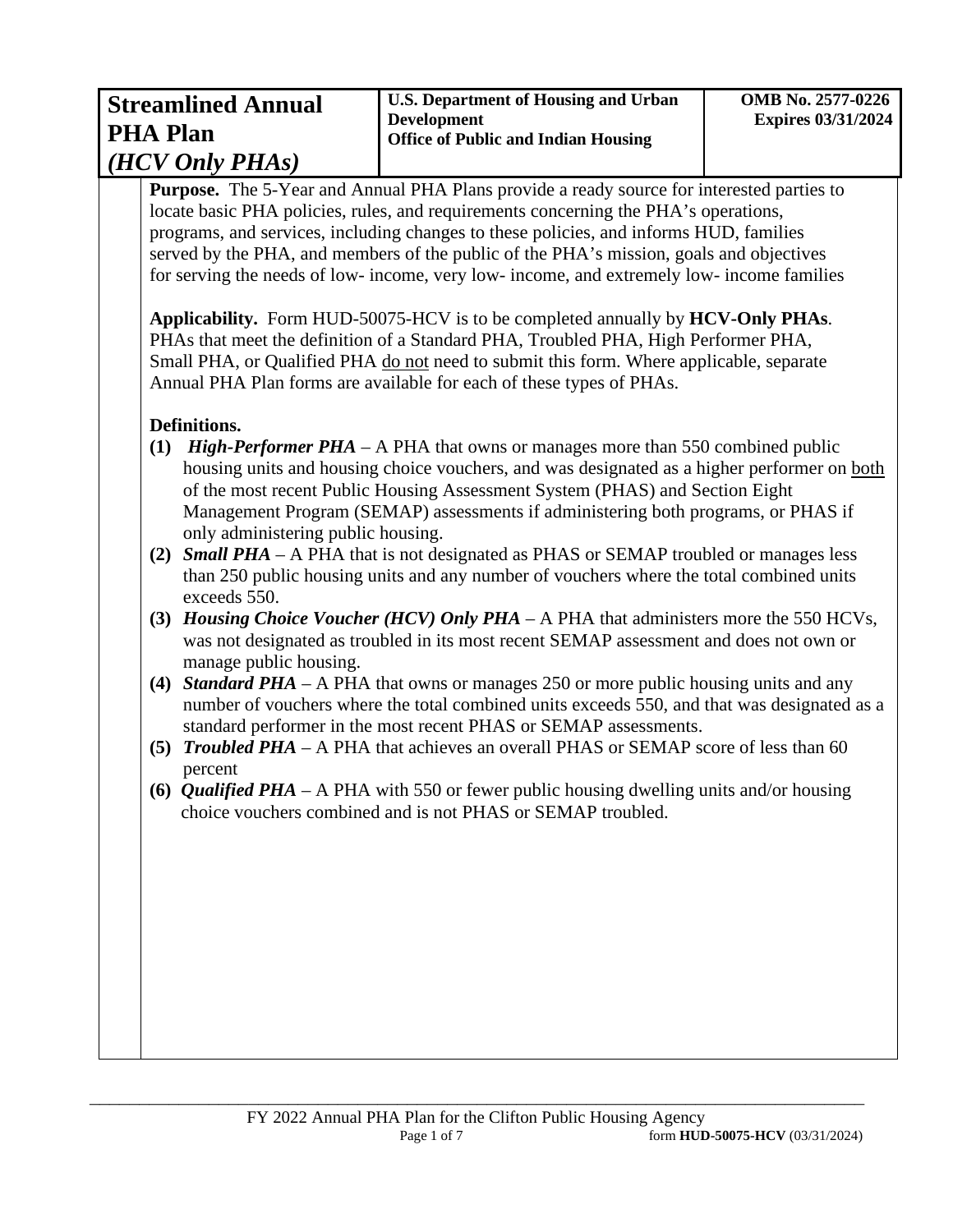| **Streamlined Annual PHA Plan** *(HCV Only PHAs)* | **U.S. Department of Housing and Urban Development Office of Public and Indian Housing** | **OMB No. 2577-0226 Expires 03/31/2024** |
|---|---|---|

**Purpose.** The 5-Year and Annual PHA Plans provide a ready source for interested parties to locate basic PHA policies, rules, and requirements concerning the PHA's operations, programs, and services, including changes to these policies, and informs HUD, families served by the PHA, and members of the public of the PHA's mission, goals and objectives for serving the needs of low- income, very low- income, and extremely low- income families

**Applicability.** Form HUD-50075-HCV is to be completed annually by **HCV-Only PHAs**. PHAs that meet the definition of a Standard PHA, Troubled PHA, High Performer PHA, Small PHA, or Qualified PHA do not need to submit this form. Where applicable, separate Annual PHA Plan forms are available for each of these types of PHAs.

**Definitions.**

**(1)** ***High-Performer PHA*** – A PHA that owns or manages more than 550 combined public housing units and housing choice vouchers, and was designated as a higher performer on both of the most recent Public Housing Assessment System (PHAS) and Section Eight Management Program (SEMAP) assessments if administering both programs, or PHAS if only administering public housing.

**(2)** ***Small PHA*** – A PHA that is not designated as PHAS or SEMAP troubled or manages less than 250 public housing units and any number of vouchers where the total combined units exceeds 550.

**(3)** ***Housing Choice Voucher (HCV) Only PHA*** – A PHA that administers more the 550 HCVs, was not designated as troubled in its most recent SEMAP assessment and does not own or manage public housing.

**(4)** ***Standard PHA*** – A PHA that owns or manages 250 or more public housing units and any number of vouchers where the total combined units exceeds 550, and that was designated as a standard performer in the most recent PHAS or SEMAP assessments.

**(5)** ***Troubled PHA*** – A PHA that achieves an overall PHAS or SEMAP score of less than 60 percent

**(6)** ***Qualified PHA*** – A PHA with 550 or fewer public housing dwelling units and/or housing choice vouchers combined and is not PHAS or SEMAP troubled.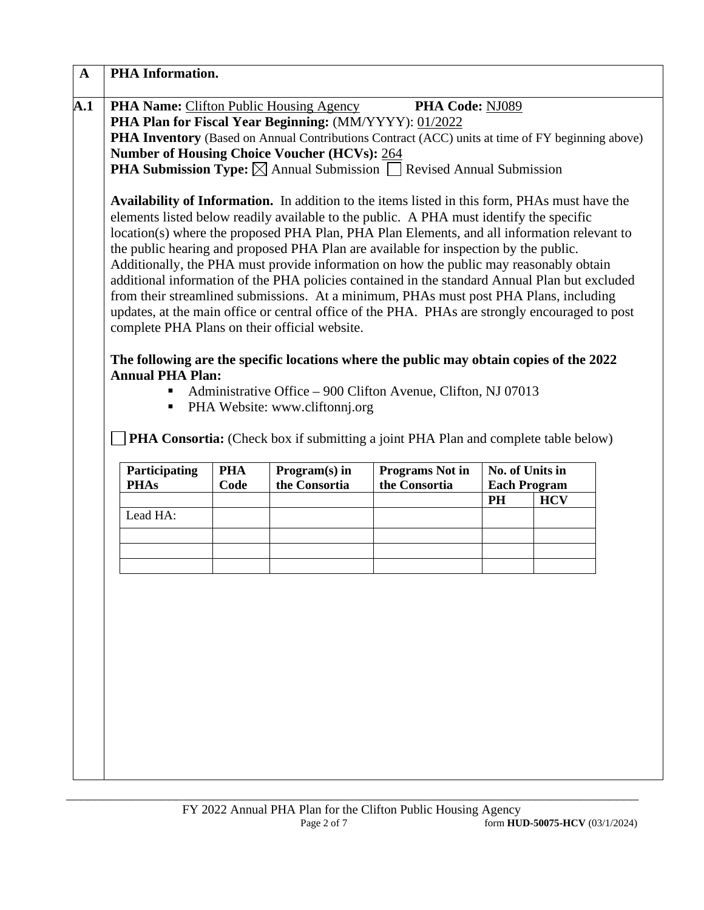| A | PHA Information. |
|---|---|

**A.1**

**PHA Name:** Clifton Public Housing Agency **PHA Code:** NJ089

**PHA Plan for Fiscal Year Beginning:** (MM/YYYY): 01/2022

**PHA Inventory** (Based on Annual Contributions Contract (ACC) units at time of FY beginning above)

**Number of Housing Choice Voucher (HCVs):** 264

**PHA Submission Type:** ☒ Annual Submission ☐ Revised Annual Submission

**Availability of Information.** In addition to the items listed in this form, PHAs must have the elements listed below readily available to the public. A PHA must identify the specific location(s) where the proposed PHA Plan, PHA Plan Elements, and all information relevant to the public hearing and proposed PHA Plan are available for inspection by the public. Additionally, the PHA must provide information on how the public may reasonably obtain additional information of the PHA policies contained in the standard Annual Plan but excluded from their streamlined submissions. At a minimum, PHAs must post PHA Plans, including updates, at the main office or central office of the PHA. PHAs are strongly encouraged to post complete PHA Plans on their official website.

**The following are the specific locations where the public may obtain copies of the 2022 Annual PHA Plan:**

- Administrative Office – 900 Clifton Avenue, Clifton, NJ 07013
- PHA Website: www.cliftonnj.org

☐ **PHA Consortia:** (Check box if submitting a joint PHA Plan and complete table below)

| Participating PHAs | PHA Code | Program(s) in the Consortia | Programs Not in the Consortia | No. of Units in Each Program | |
|---|---|---|---|---|---|
| | | | | PH | HCV |
| Lead HA: | | | | | |
| | | | | | |
| | | | | | |
| | | | | | |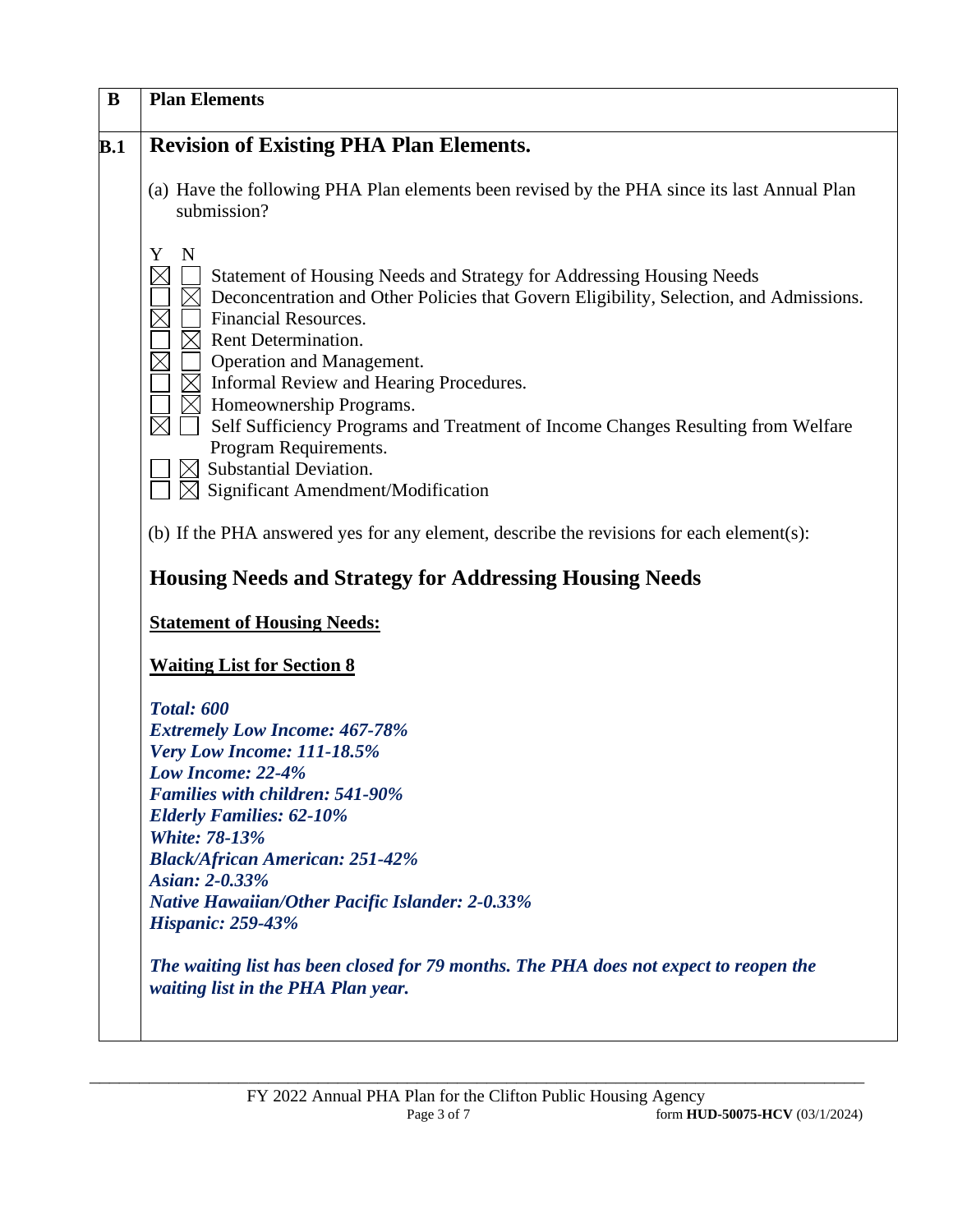| B | Plan Elements |
|---|---|
| B.1 | **Revision of Existing PHA Plan Elements.** |

**B Plan Elements**

## B.1 Revision of Existing PHA Plan Elements.

(a) Have the following PHA Plan elements been revised by the PHA since its last Annual Plan submission?

| Y | N | |
|---|---|---|
| ☒ | ☐ | Statement of Housing Needs and Strategy for Addressing Housing Needs |
| ☐ | ☒ | Deconcentration and Other Policies that Govern Eligibility, Selection, and Admissions. |
| ☒ | ☐ | Financial Resources. |
| ☐ | ☒ | Rent Determination. |
| ☒ | ☐ | Operation and Management. |
| ☐ | ☒ | Informal Review and Hearing Procedures. |
| ☐ | ☒ | Homeownership Programs. |
| ☒ | ☐ | Self Sufficiency Programs and Treatment of Income Changes Resulting from Welfare Program Requirements. |
| ☐ | ☒ | Substantial Deviation. |
| ☐ | ☒ | Significant Amendment/Modification |

(b) If the PHA answered yes for any element, describe the revisions for each element(s):

## Housing Needs and Strategy for Addressing Housing Needs

**Statement of Housing Needs:**

**Waiting List for Section 8**

***Total: 600***
***Extremely Low Income: 467-78%***
***Very Low Income: 111-18.5%***
***Low Income: 22-4%***
***Families with children: 541-90%***
***Elderly Families: 62-10%***
***White: 78-13%***
***Black/African American: 251-42%***
***Asian: 2-0.33%***
***Native Hawaiian/Other Pacific Islander: 2-0.33%***
***Hispanic: 259-43%***

***The waiting list has been closed for 79 months. The PHA does not expect to reopen the waiting list in the PHA Plan year.***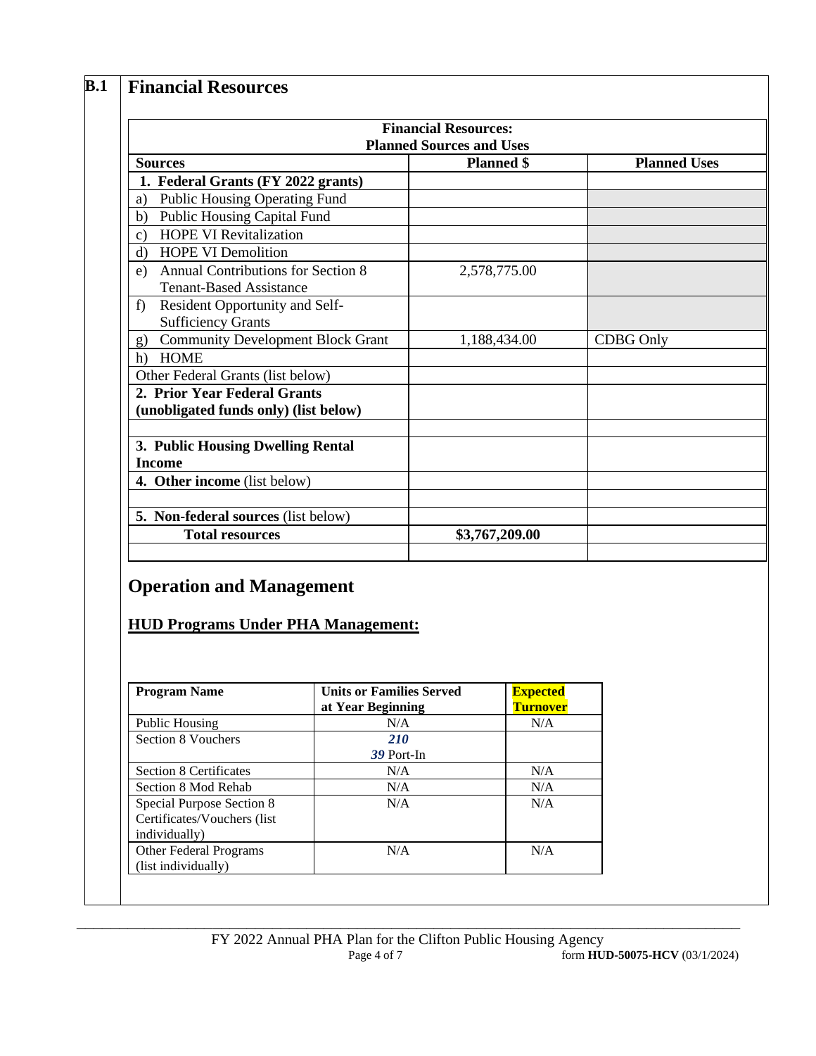## B.1 Financial Resources

| Financial Resources: Planned Sources and Uses | | |
|---|---|---|
| **Sources** | **Planned $** | **Planned Uses** |
| **1. Federal Grants (FY 2022 grants)** | | |
| a) Public Housing Operating Fund | | |
| b) Public Housing Capital Fund | | |
| c) HOPE VI Revitalization | | |
| d) HOPE VI Demolition | | |
| e) Annual Contributions for Section 8 Tenant-Based Assistance | 2,578,775.00 | |
| f) Resident Opportunity and Self-Sufficiency Grants | | |
| g) Community Development Block Grant | 1,188,434.00 | CDBG Only |
| h) HOME | | |
| Other Federal Grants (list below) | | |
| **2. Prior Year Federal Grants (unobligated funds only) (list below)** | | |
| | | |
| **3. Public Housing Dwelling Rental Income** | | |
| **4. Other income** (list below) | | |
| | | |
| **5. Non-federal sources** (list below) | | |
| **Total resources** | **$3,767,209.00** | |
| | | |

## Operation and Management

### HUD Programs Under PHA Management:

| Program Name | Units or Families Served at Year Beginning | Expected Turnover |
|---|---|---|
| Public Housing | N/A | N/A |
| Section 8 Vouchers | ***210*** ***39*** Port-In | |
| Section 8 Certificates | N/A | N/A |
| Section 8 Mod Rehab | N/A | N/A |
| Special Purpose Section 8 Certificates/Vouchers (list individually) | N/A | N/A |
| Other Federal Programs (list individually) | N/A | N/A |

FY 2022 Annual PHA Plan for the Clifton Public Housing Agency

form **HUD-50075-HCV** (03/1/2024)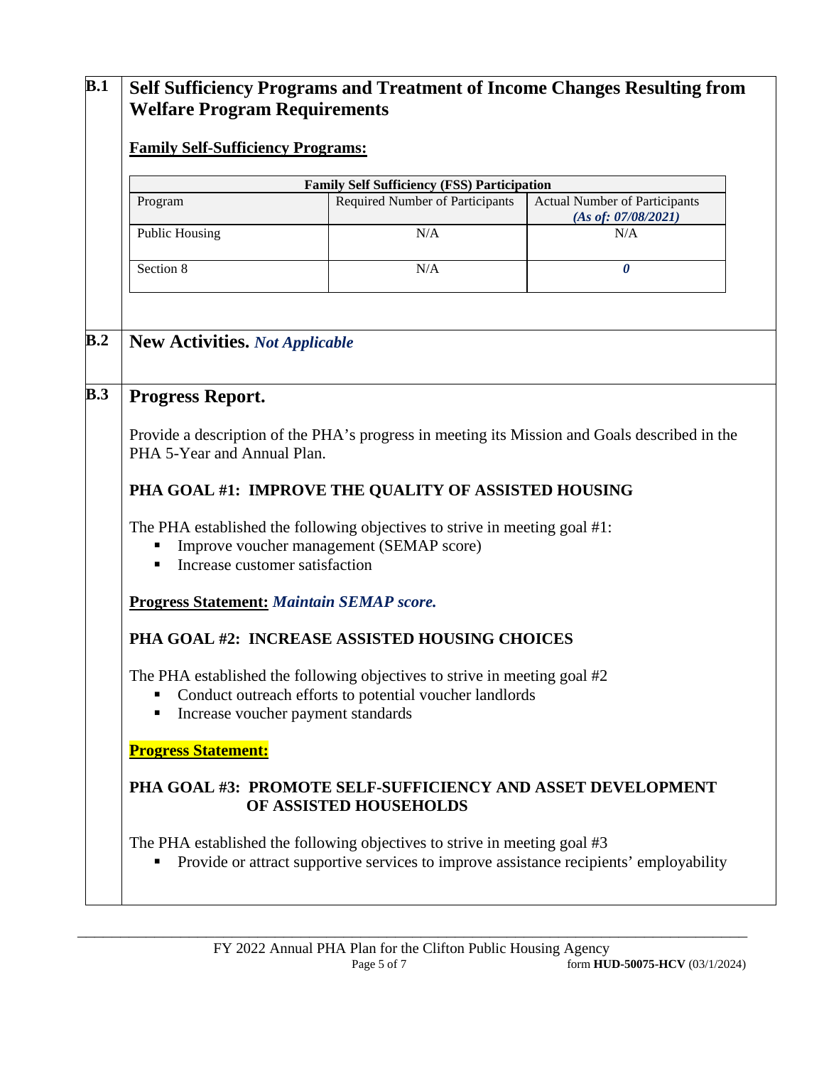## B.1 Self Sufficiency Programs and Treatment of Income Changes Resulting from Welfare Program Requirements

**Family Self-Sufficiency Programs:**

| Family Self Sufficiency (FSS) Participation | | |
|---|---|---|
| Program | Required Number of Participants | Actual Number of Participants ***(As of: 07/08/2021)*** |
| Public Housing | N/A | N/A |
| Section 8 | N/A | ***0*** |

## B.2 New Activities. *Not Applicable*

## B.3 Progress Report.

Provide a description of the PHA's progress in meeting its Mission and Goals described in the PHA 5-Year and Annual Plan.

**PHA GOAL #1: IMPROVE THE QUALITY OF ASSISTED HOUSING**

The PHA established the following objectives to strive in meeting goal #1:

- Improve voucher management (SEMAP score)
- Increase customer satisfaction

**Progress Statement:** ***Maintain SEMAP score.***

**PHA GOAL #2: INCREASE ASSISTED HOUSING CHOICES**

The PHA established the following objectives to strive in meeting goal #2

- Conduct outreach efforts to potential voucher landlords
- Increase voucher payment standards

**Progress Statement:**

**PHA GOAL #3: PROMOTE SELF-SUFFICIENCY AND ASSET DEVELOPMENT OF ASSISTED HOUSEHOLDS**

The PHA established the following objectives to strive in meeting goal #3

- Provide or attract supportive services to improve assistance recipients' employability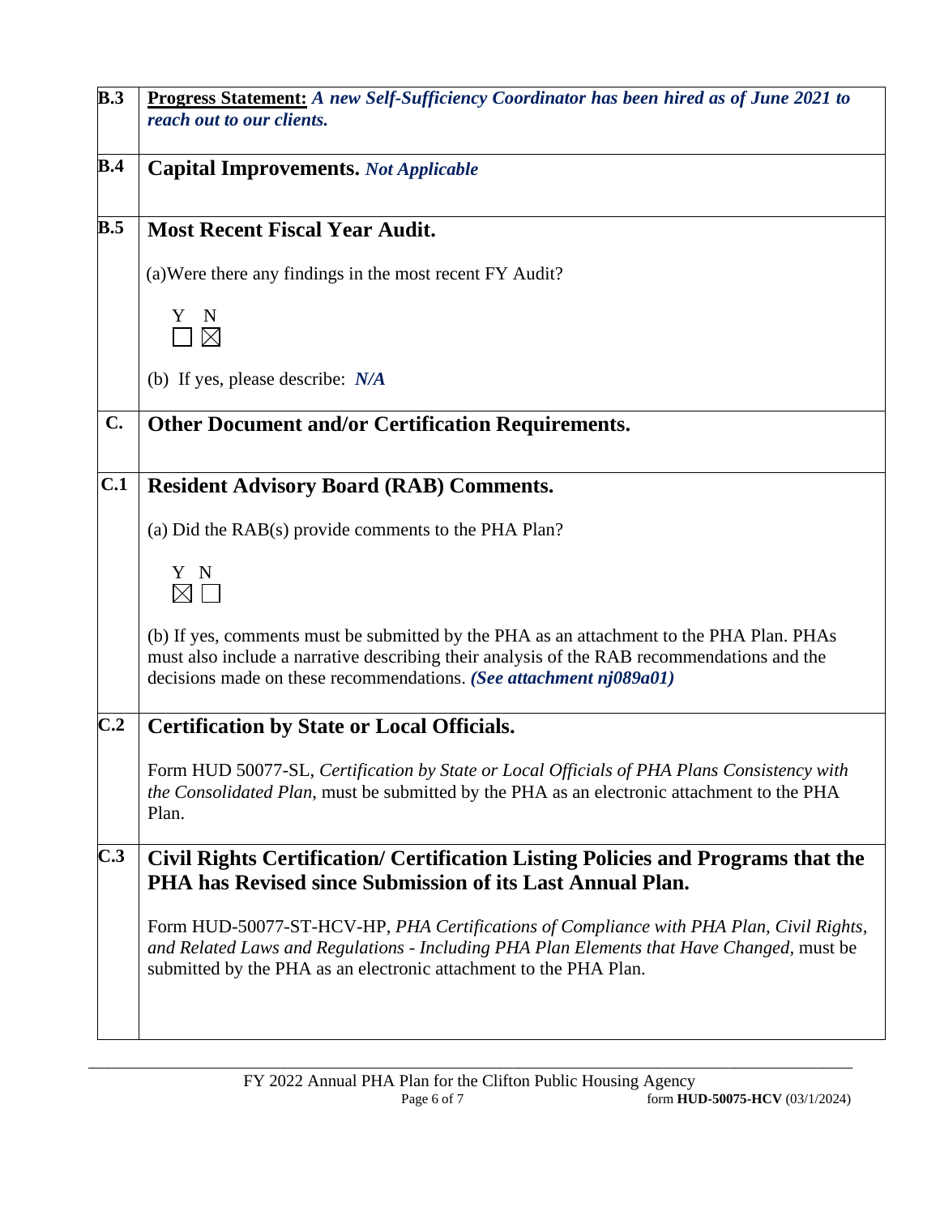| | |
|---|---|
| **B.3** | **Progress Statement:** ***A new Self-Sufficiency Coordinator has been hired as of June 2021 to reach out to our clients.*** |
| **B.4** | **Capital Improvements.** ***Not Applicable*** |
| **B.5** | **Most Recent Fiscal Year Audit.**<br><br>(a)Were there any findings in the most recent FY Audit?<br><br>Y ☐ N ☒<br><br>(b) If yes, please describe: ***N/A*** |
| **C.** | **Other Document and/or Certification Requirements.** |
| **C.1** | **Resident Advisory Board (RAB) Comments.**<br><br>(a) Did the RAB(s) provide comments to the PHA Plan?<br><br>Y ☒ N ☐<br><br>(b) If yes, comments must be submitted by the PHA as an attachment to the PHA Plan. PHAs must also include a narrative describing their analysis of the RAB recommendations and the decisions made on these recommendations. ***(See attachment nj089a01)*** |
| **C.2** | **Certification by State or Local Officials.**<br><br>Form HUD 50077-SL, *Certification by State or Local Officials of PHA Plans Consistency with the Consolidated Plan*, must be submitted by the PHA as an electronic attachment to the PHA Plan. |
| **C.3** | **Civil Rights Certification/ Certification Listing Policies and Programs that the PHA has Revised since Submission of its Last Annual Plan.**<br><br>Form HUD-50077-ST-HCV-HP, *PHA Certifications of Compliance with PHA Plan, Civil Rights, and Related Laws and Regulations - Including PHA Plan Elements that Have Changed*, must be submitted by the PHA as an electronic attachment to the PHA Plan. |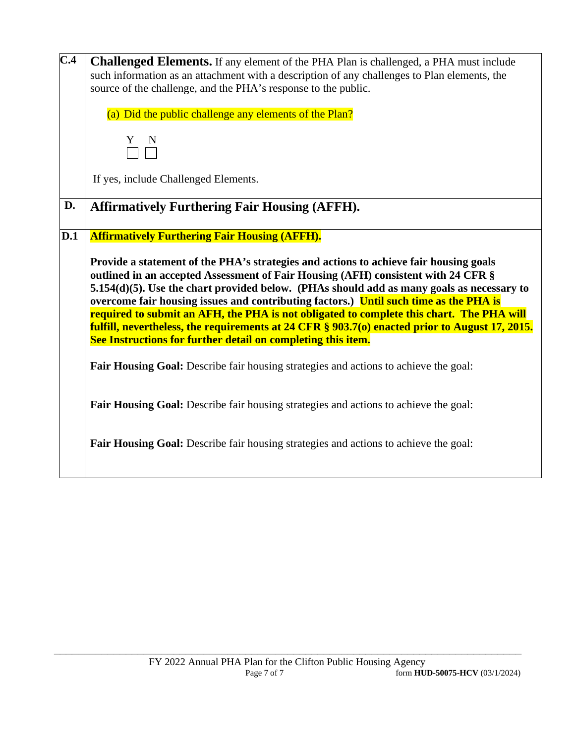| | |
|---|---|
| **C.4** | **Challenged Elements.** If any element of the PHA Plan is challenged, a PHA must include such information as an attachment with a description of any challenges to Plan elements, the source of the challenge, and the PHA's response to the public.<br><br>(a) Did the public challenge any elements of the Plan?<br><br>Y N<br>☐ ☐<br><br>If yes, include Challenged Elements. |
| **D.** | **Affirmatively Furthering Fair Housing (AFFH).** |
| **D.1** | **Affirmatively Furthering Fair Housing (AFFH).**<br><br>**Provide a statement of the PHA's strategies and actions to achieve fair housing goals outlined in an accepted Assessment of Fair Housing (AFH) consistent with 24 CFR § 5.154(d)(5). Use the chart provided below. (PHAs should add as many goals as necessary to overcome fair housing issues and contributing factors.) Until such time as the PHA is required to submit an AFH, the PHA is not obligated to complete this chart. The PHA will fulfill, nevertheless, the requirements at 24 CFR § 903.7(o) enacted prior to August 17, 2015. See Instructions for further detail on completing this item.**<br><br>**Fair Housing Goal:** Describe fair housing strategies and actions to achieve the goal:<br><br>**Fair Housing Goal:** Describe fair housing strategies and actions to achieve the goal:<br><br>**Fair Housing Goal:** Describe fair housing strategies and actions to achieve the goal: |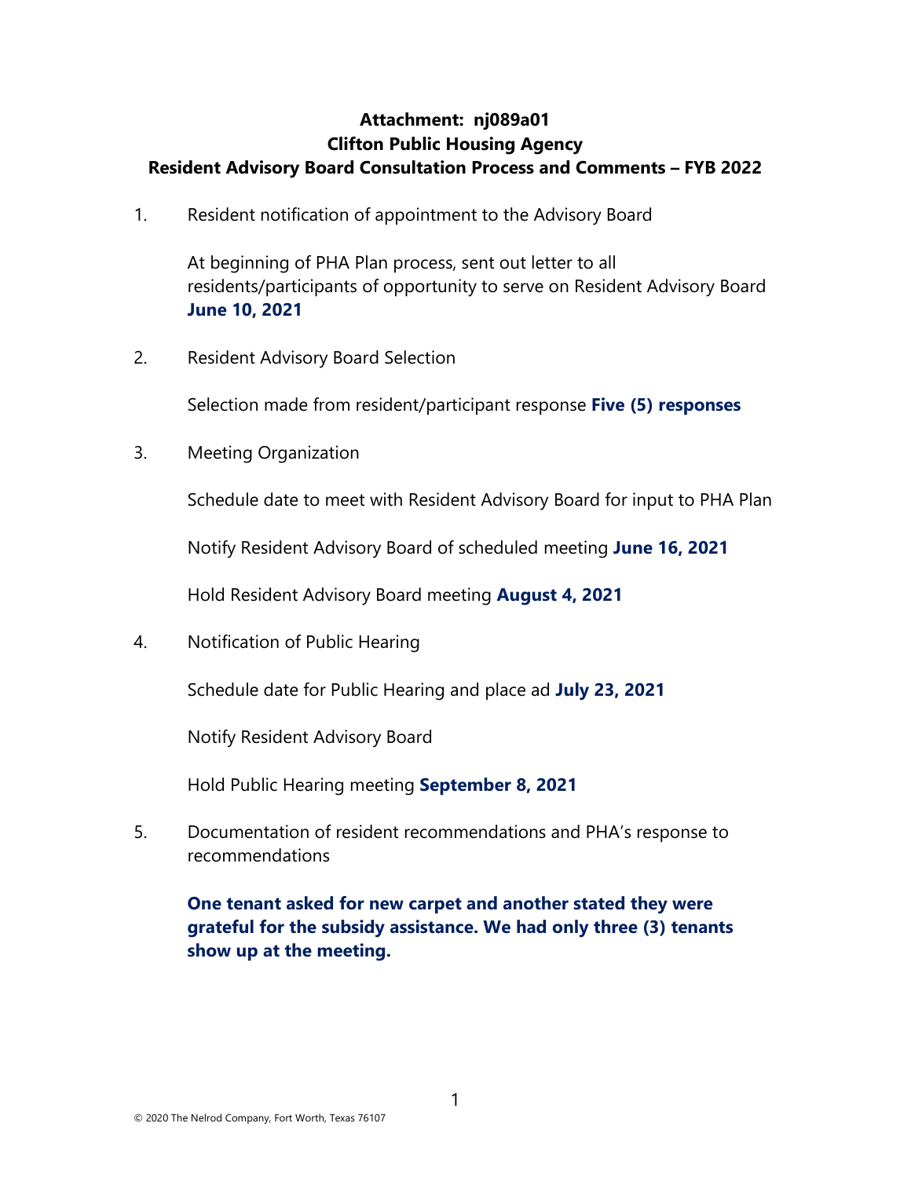**Attachment: nj089a01**
**Clifton Public Housing Agency**
**Resident Advisory Board Consultation Process and Comments – FYB 2022**

1. Resident notification of appointment to the Advisory Board

   At beginning of PHA Plan process, sent out letter to all residents/participants of opportunity to serve on Resident Advisory Board **June 10, 2021**

2. Resident Advisory Board Selection

   Selection made from resident/participant response **Five (5) responses**

3. Meeting Organization

   Schedule date to meet with Resident Advisory Board for input to PHA Plan

   Notify Resident Advisory Board of scheduled meeting **June 16, 2021**

   Hold Resident Advisory Board meeting **August 4, 2021**

4. Notification of Public Hearing

   Schedule date for Public Hearing and place ad **July 23, 2021**

   Notify Resident Advisory Board

   Hold Public Hearing meeting **September 8, 2021**

5. Documentation of resident recommendations and PHA's response to recommendations

   **One tenant asked for new carpet and another stated they were grateful for the subsidy assistance. We had only three (3) tenants show up at the meeting.**

© 2020 The Nelrod Company, Fort Worth, Texas 76107